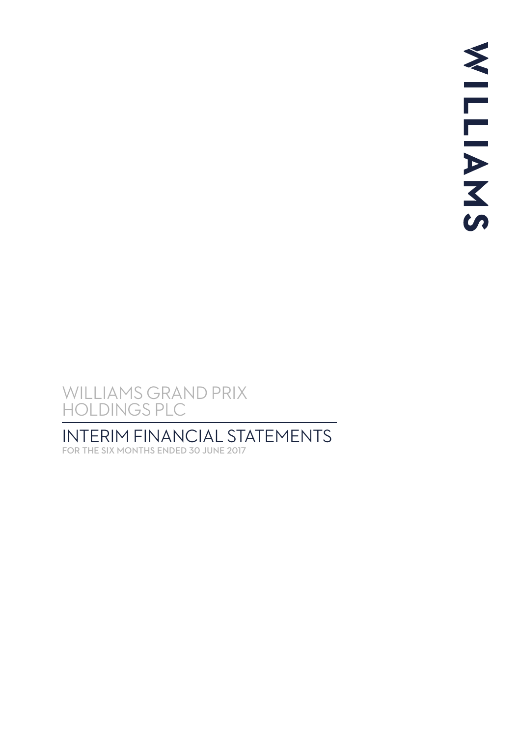WILLIAMS

# WILLIAMS GRAND PRIX HOLDINGS PLC

## INTERIM FINANCIAL STATEMENTS

FOR THE SIX MONTHS ENDED 30 JUNE 2017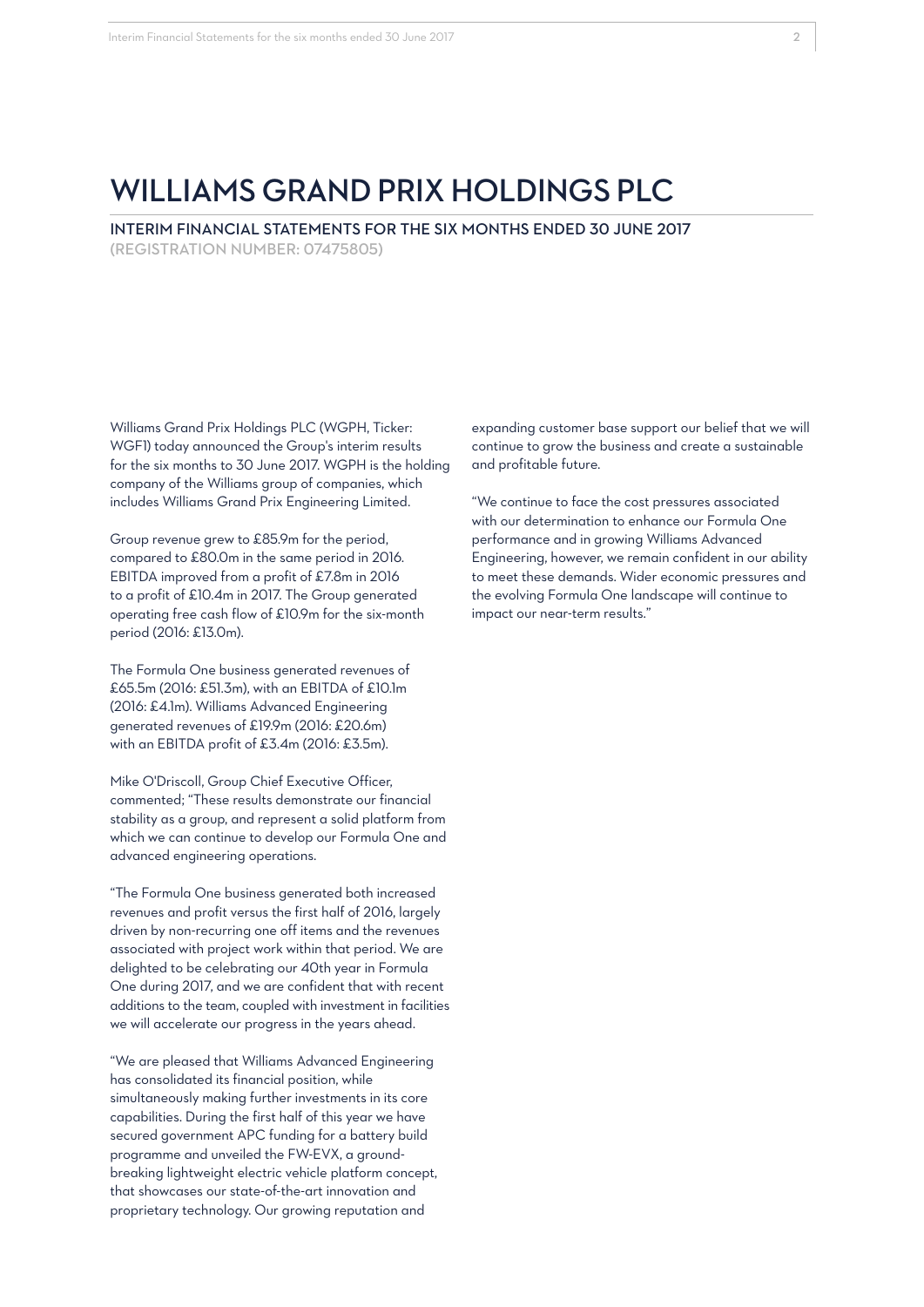# WILLIAMS GRAND PRIX HOLDINGS PLC

## INTERIM FINANCIAL STATEMENTS FOR THE SIX MONTHS ENDED 30 JUNE 2017

(REGISTRATION NUMBER: 07475805)

Williams Grand Prix Holdings PLC (WGPH, Ticker: WGF1) today announced the Group's interim results for the six months to 30 June 2017. WGPH is the holding company of the Williams group of companies, which includes Williams Grand Prix Engineering Limited.

Group revenue grew to £85.9m for the period, compared to £80.0m in the same period in 2016. EBITDA improved from a profit of £7.8m in 2016 to a profit of £10.4m in 2017. The Group generated operating free cash flow of £10.9m for the six-month period (2016: £13.0m).

The Formula One business generated revenues of £65.5m (2016: £51.3m), with an EBITDA of £10.1m (2016: £4.1m). Williams Advanced Engineering generated revenues of £19.9m (2016: £20.6m) with an EBITDA profit of £3.4m (2016: £3.5m).

Mike O'Driscoll, Group Chief Executive Officer, commented; "These results demonstrate our financial stability as a group, and represent a solid platform from which we can continue to develop our Formula One and advanced engineering operations.

"The Formula One business generated both increased revenues and profit versus the first half of 2016, largely driven by non-recurring one off items and the revenues associated with project work within that period. We are delighted to be celebrating our 40th year in Formula One during 2017, and we are confident that with recent additions to the team, coupled with investment in facilities we will accelerate our progress in the years ahead.

"We are pleased that Williams Advanced Engineering has consolidated its financial position, while simultaneously making further investments in its core capabilities. During the first half of this year we have secured government APC funding for a battery build programme and unveiled the FW-EVX, a ground-breaking lightweight electric vehicle platform concept, that showcases our state-of-the-art innovation and proprietary technology. Our growing reputation and expanding customer base support our belief that we will continue to grow the business and create a sustainable and profitable future.

"We continue to face the cost pressures associated with our determination to enhance our Formula One performance and in growing Williams Advanced Engineering, however, we remain confident in our ability to meet these demands. Wider economic pressures and the evolving Formula One landscape will continue to impact our near-term results."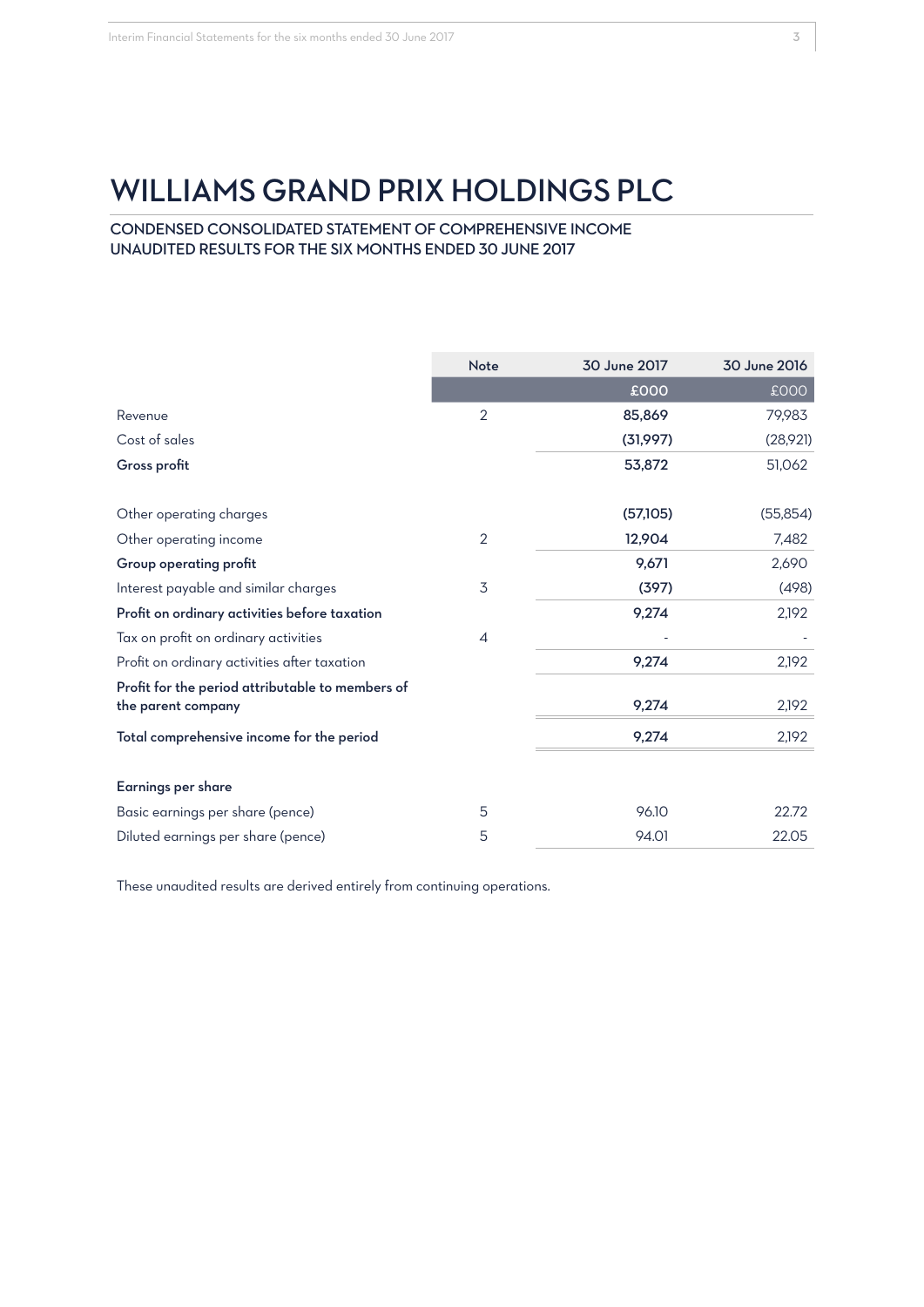# WILLIAMS GRAND PRIX HOLDINGS PLC

## CONDENSED CONSOLIDATED STATEMENT OF COMPREHENSIVE INCOME
## UNAUDITED RESULTS FOR THE SIX MONTHS ENDED 30 JUNE 2017

| | Note | 30 June 2017 | 30 June 2016 |
|---|---|---|---|
| | | £000 | £000 |
| Revenue | 2 | **85,869** | 79,983 |
| Cost of sales | | **(31,997)** | (28,921) |
| **Gross profit** | | **53,872** | 51,062 |
| | | | |
| Other operating charges | | **(57,105)** | (55,854) |
| Other operating income | 2 | **12,904** | 7,482 |
| **Group operating profit** | | **9,671** | 2,690 |
| Interest payable and similar charges | 3 | **(397)** | (498) |
| **Profit on ordinary activities before taxation** | | **9,274** | 2,192 |
| Tax on profit on ordinary activities | 4 | - | - |
| Profit on ordinary activities after taxation | | **9,274** | 2,192 |
| **Profit for the period attributable to members of the parent company** | | **9,274** | 2,192 |
| **Total comprehensive income for the period** | | **9,274** | 2,192 |
| | | | |
| **Earnings per share** | | | |
| Basic earnings per share (pence) | 5 | 96.10 | 22.72 |
| Diluted earnings per share (pence) | 5 | 94.01 | 22.05 |

These unaudited results are derived entirely from continuing operations.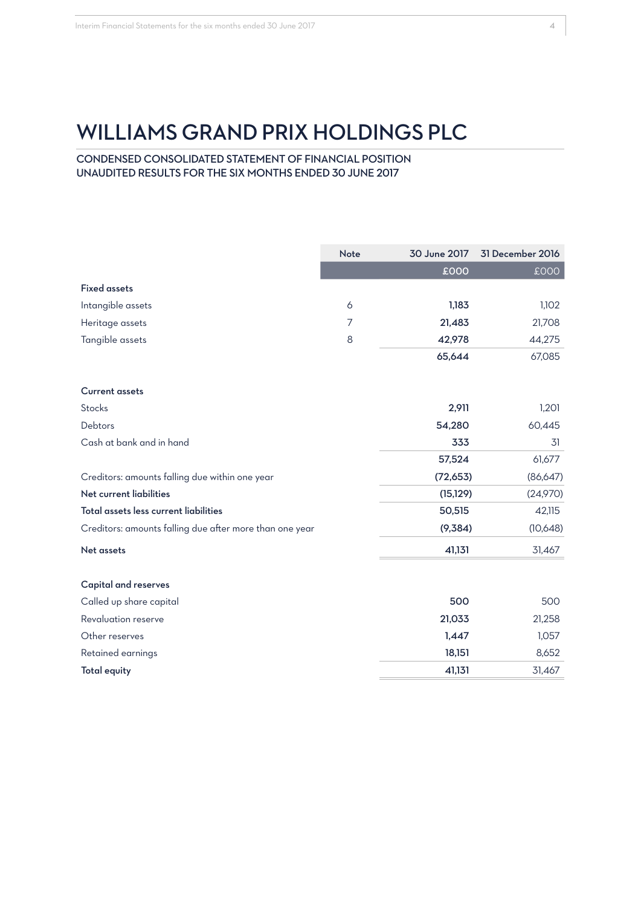# WILLIAMS GRAND PRIX HOLDINGS PLC

## CONDENSED CONSOLIDATED STATEMENT OF FINANCIAL POSITION
## UNAUDITED RESULTS FOR THE SIX MONTHS ENDED 30 JUNE 2017

| | Note | 30 June 2017 | 31 December 2016 |
|---|---|---|---|
| | | £000 | £000 |
| **Fixed assets** | | | |
| Intangible assets | 6 | **1,183** | 1,102 |
| Heritage assets | 7 | **21,483** | 21,708 |
| Tangible assets | 8 | **42,978** | 44,275 |
| | | **65,644** | 67,085 |
| **Current assets** | | | |
| Stocks | | **2,911** | 1,201 |
| Debtors | | **54,280** | 60,445 |
| Cash at bank and in hand | | **333** | 31 |
| | | **57,524** | 61,677 |
| Creditors: amounts falling due within one year | | **(72,653)** | (86,647) |
| **Net current liabilities** | | **(15,129)** | (24,970) |
| **Total assets less current liabilities** | | **50,515** | 42,115 |
| Creditors: amounts falling due after more than one year | | **(9,384)** | (10,648) |
| **Net assets** | | **41,131** | 31,467 |
| **Capital and reserves** | | | |
| Called up share capital | | **500** | 500 |
| Revaluation reserve | | **21,033** | 21,258 |
| Other reserves | | **1,447** | 1,057 |
| Retained earnings | | **18,151** | 8,652 |
| **Total equity** | | **41,131** | 31,467 |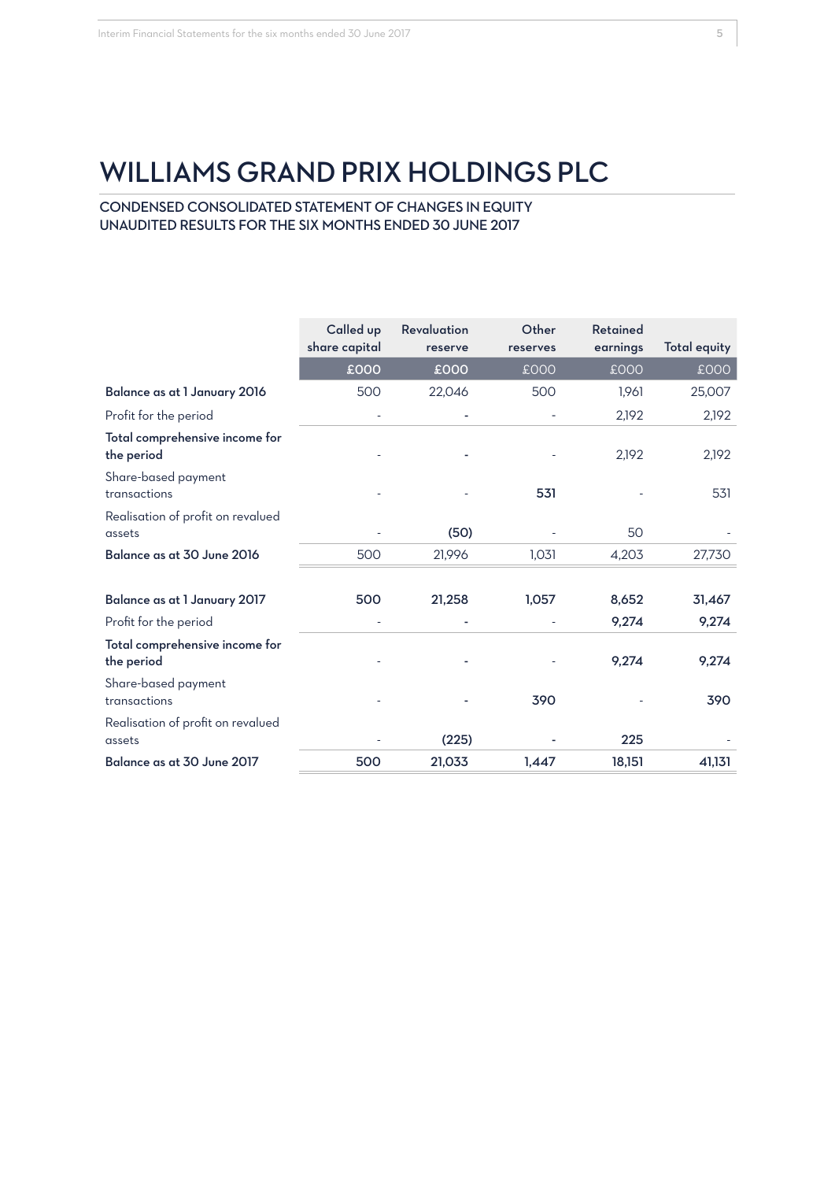# WILLIAMS GRAND PRIX HOLDINGS PLC

## CONDENSED CONSOLIDATED STATEMENT OF CHANGES IN EQUITY
## UNAUDITED RESULTS FOR THE SIX MONTHS ENDED 30 JUNE 2017

| | Called up share capital | Revaluation reserve | Other reserves | Retained earnings | Total equity |
|---|---|---|---|---|---|
| | £000 | £000 | £000 | £000 | £000 |
| **Balance as at 1 January 2016** | 500 | 22,046 | 500 | 1,961 | 25,007 |
| Profit for the period | - | - | - | 2,192 | 2,192 |
| **Total comprehensive income for the period** | - | - | - | 2,192 | 2,192 |
| Share-based payment transactions | - | - | 531 | - | 531 |
| Realisation of profit on revalued assets | - | (50) | - | 50 | - |
| **Balance as at 30 June 2016** | 500 | 21,996 | 1,031 | 4,203 | 27,730 |
| | | | | | |
| **Balance as at 1 January 2017** | 500 | 21,258 | 1,057 | 8,652 | 31,467 |
| Profit for the period | - | - | - | 9,274 | 9,274 |
| **Total comprehensive income for the period** | - | - | - | 9,274 | 9,274 |
| Share-based payment transactions | - | - | 390 | - | 390 |
| Realisation of profit on revalued assets | - | (225) | - | 225 | - |
| **Balance as at 30 June 2017** | 500 | 21,033 | 1,447 | 18,151 | 41,131 |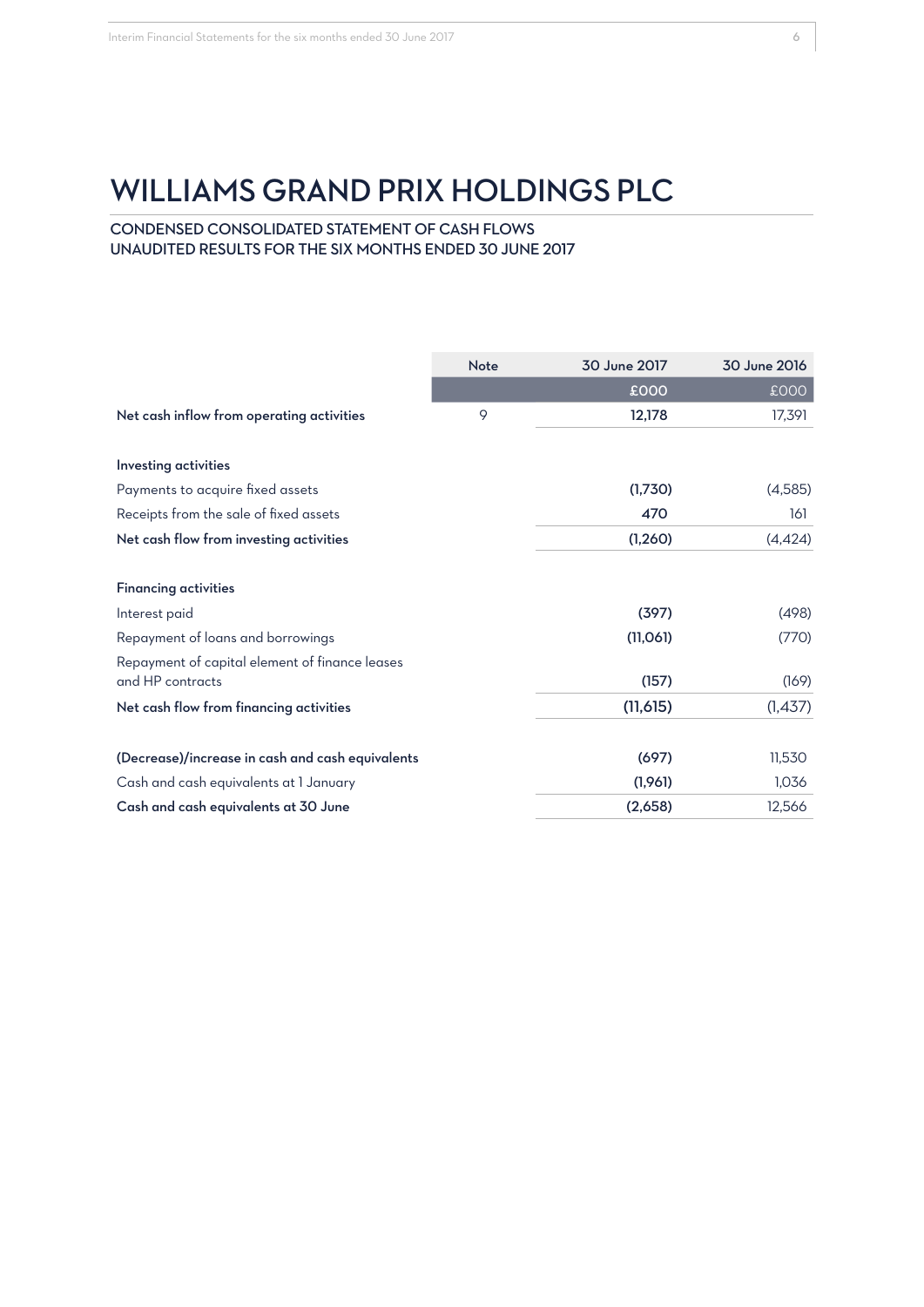# WILLIAMS GRAND PRIX HOLDINGS PLC

## CONDENSED CONSOLIDATED STATEMENT OF CASH FLOWS
## UNAUDITED RESULTS FOR THE SIX MONTHS ENDED 30 JUNE 2017

| | Note | 30 June 2017 | 30 June 2016 |
|---|---|---|---|
| | | £000 | £000 |
| **Net cash inflow from operating activities** | 9 | **12,178** | 17,391 |
| | | | |
| **Investing activities** | | | |
| Payments to acquire fixed assets | | **(1,730)** | (4,585) |
| Receipts from the sale of fixed assets | | **470** | 161 |
| **Net cash flow from investing activities** | | **(1,260)** | (4,424) |
| | | | |
| **Financing activities** | | | |
| Interest paid | | **(397)** | (498) |
| Repayment of loans and borrowings | | **(11,061)** | (770) |
| Repayment of capital element of finance leases and HP contracts | | **(157)** | (169) |
| **Net cash flow from financing activities** | | **(11,615)** | (1,437) |
| | | | |
| **(Decrease)/increase in cash and cash equivalents** | | **(697)** | 11,530 |
| Cash and cash equivalents at 1 January | | **(1,961)** | 1,036 |
| **Cash and cash equivalents at 30 June** | | **(2,658)** | 12,566 |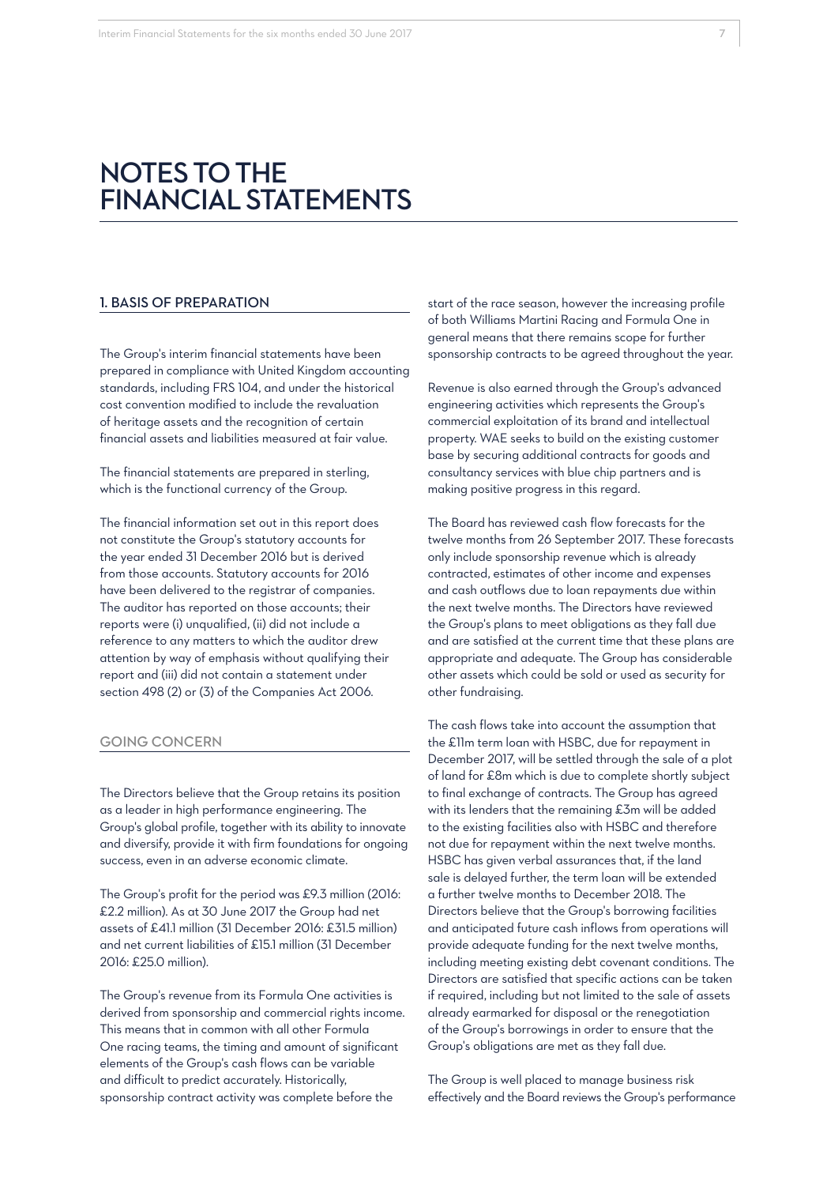# NOTES TO THE FINANCIAL STATEMENTS

## 1. BASIS OF PREPARATION

The Group's interim financial statements have been prepared in compliance with United Kingdom accounting standards, including FRS 104, and under the historical cost convention modified to include the revaluation of heritage assets and the recognition of certain financial assets and liabilities measured at fair value.

The financial statements are prepared in sterling, which is the functional currency of the Group.

The financial information set out in this report does not constitute the Group's statutory accounts for the year ended 31 December 2016 but is derived from those accounts. Statutory accounts for 2016 have been delivered to the registrar of companies. The auditor has reported on those accounts; their reports were (i) unqualified, (ii) did not include a reference to any matters to which the auditor drew attention by way of emphasis without qualifying their report and (iii) did not contain a statement under section 498 (2) or (3) of the Companies Act 2006.

## GOING CONCERN

The Directors believe that the Group retains its position as a leader in high performance engineering. The Group's global profile, together with its ability to innovate and diversify, provide it with firm foundations for ongoing success, even in an adverse economic climate.

The Group's profit for the period was £9.3 million (2016: £2.2 million). As at 30 June 2017 the Group had net assets of £41.1 million (31 December 2016: £31.5 million) and net current liabilities of £15.1 million (31 December 2016: £25.0 million).

The Group's revenue from its Formula One activities is derived from sponsorship and commercial rights income. This means that in common with all other Formula One racing teams, the timing and amount of significant elements of the Group's cash flows can be variable and difficult to predict accurately. Historically, sponsorship contract activity was complete before the start of the race season, however the increasing profile of both Williams Martini Racing and Formula One in general means that there remains scope for further sponsorship contracts to be agreed throughout the year.

Revenue is also earned through the Group's advanced engineering activities which represents the Group's commercial exploitation of its brand and intellectual property. WAE seeks to build on the existing customer base by securing additional contracts for goods and consultancy services with blue chip partners and is making positive progress in this regard.

The Board has reviewed cash flow forecasts for the twelve months from 26 September 2017. These forecasts only include sponsorship revenue which is already contracted, estimates of other income and expenses and cash outflows due to loan repayments due within the next twelve months. The Directors have reviewed the Group's plans to meet obligations as they fall due and are satisfied at the current time that these plans are appropriate and adequate. The Group has considerable other assets which could be sold or used as security for other fundraising.

The cash flows take into account the assumption that the £11m term loan with HSBC, due for repayment in December 2017, will be settled through the sale of a plot of land for £8m which is due to complete shortly subject to final exchange of contracts. The Group has agreed with its lenders that the remaining £3m will be added to the existing facilities also with HSBC and therefore not due for repayment within the next twelve months. HSBC has given verbal assurances that, if the land sale is delayed further, the term loan will be extended a further twelve months to December 2018. The Directors believe that the Group's borrowing facilities and anticipated future cash inflows from operations will provide adequate funding for the next twelve months, including meeting existing debt covenant conditions. The Directors are satisfied that specific actions can be taken if required, including but not limited to the sale of assets already earmarked for disposal or the renegotiation of the Group's borrowings in order to ensure that the Group's obligations are met as they fall due.

The Group is well placed to manage business risk effectively and the Board reviews the Group's performance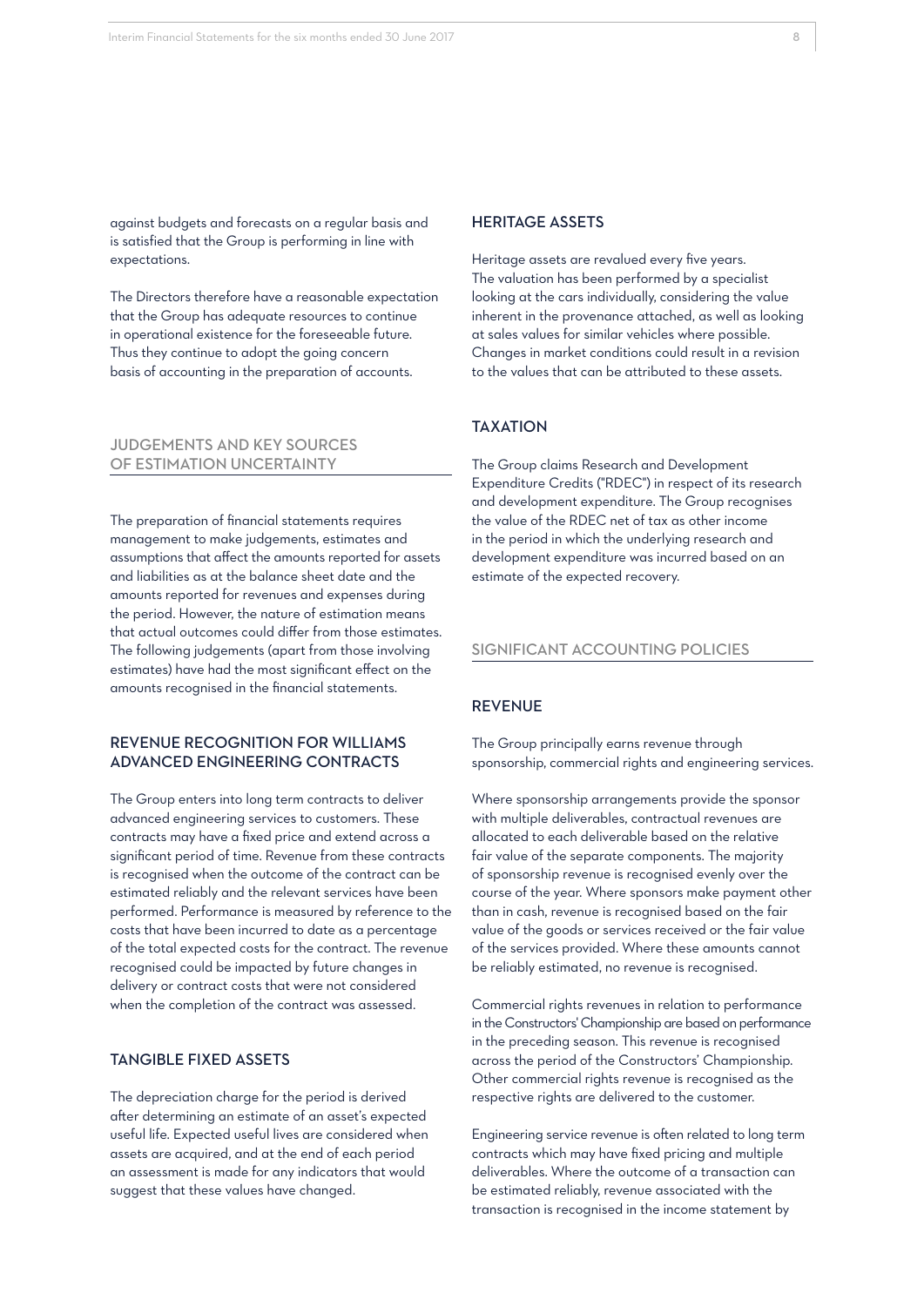against budgets and forecasts on a regular basis and is satisfied that the Group is performing in line with expectations.

The Directors therefore have a reasonable expectation that the Group has adequate resources to continue in operational existence for the foreseeable future. Thus they continue to adopt the going concern basis of accounting in the preparation of accounts.

## JUDGEMENTS AND KEY SOURCES OF ESTIMATION UNCERTAINTY

The preparation of financial statements requires management to make judgements, estimates and assumptions that affect the amounts reported for assets and liabilities as at the balance sheet date and the amounts reported for revenues and expenses during the period. However, the nature of estimation means that actual outcomes could differ from those estimates. The following judgements (apart from those involving estimates) have had the most significant effect on the amounts recognised in the financial statements.

### REVENUE RECOGNITION FOR WILLIAMS ADVANCED ENGINEERING CONTRACTS

The Group enters into long term contracts to deliver advanced engineering services to customers. These contracts may have a fixed price and extend across a significant period of time. Revenue from these contracts is recognised when the outcome of the contract can be estimated reliably and the relevant services have been performed. Performance is measured by reference to the costs that have been incurred to date as a percentage of the total expected costs for the contract. The revenue recognised could be impacted by future changes in delivery or contract costs that were not considered when the completion of the contract was assessed.

### TANGIBLE FIXED ASSETS

The depreciation charge for the period is derived after determining an estimate of an asset's expected useful life. Expected useful lives are considered when assets are acquired, and at the end of each period an assessment is made for any indicators that would suggest that these values have changed.

### HERITAGE ASSETS

Heritage assets are revalued every five years. The valuation has been performed by a specialist looking at the cars individually, considering the value inherent in the provenance attached, as well as looking at sales values for similar vehicles where possible. Changes in market conditions could result in a revision to the values that can be attributed to these assets.

### TAXATION

The Group claims Research and Development Expenditure Credits ("RDEC") in respect of its research and development expenditure. The Group recognises the value of the RDEC net of tax as other income in the period in which the underlying research and development expenditure was incurred based on an estimate of the expected recovery.

## SIGNIFICANT ACCOUNTING POLICIES

### REVENUE

The Group principally earns revenue through sponsorship, commercial rights and engineering services.

Where sponsorship arrangements provide the sponsor with multiple deliverables, contractual revenues are allocated to each deliverable based on the relative fair value of the separate components. The majority of sponsorship revenue is recognised evenly over the course of the year. Where sponsors make payment other than in cash, revenue is recognised based on the fair value of the goods or services received or the fair value of the services provided. Where these amounts cannot be reliably estimated, no revenue is recognised.

Commercial rights revenues in relation to performance in the Constructors' Championship are based on performance in the preceding season. This revenue is recognised across the period of the Constructors' Championship. Other commercial rights revenue is recognised as the respective rights are delivered to the customer.

Engineering service revenue is often related to long term contracts which may have fixed pricing and multiple deliverables. Where the outcome of a transaction can be estimated reliably, revenue associated with the transaction is recognised in the income statement by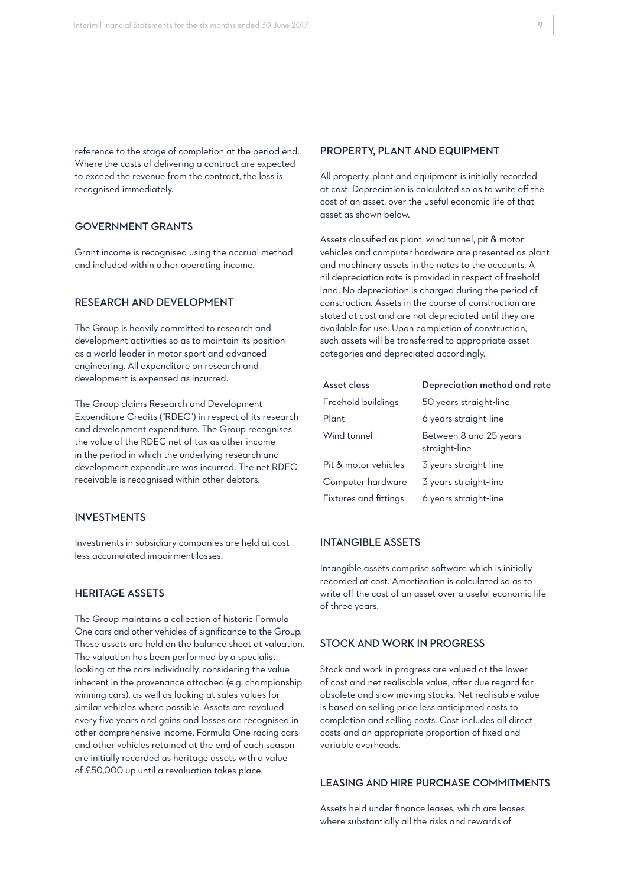reference to the stage of completion at the period end. Where the costs of delivering a contract are expected to exceed the revenue from the contract, the loss is recognised immediately.

## GOVERNMENT GRANTS

Grant income is recognised using the accrual method and included within other operating income.

## RESEARCH AND DEVELOPMENT

The Group is heavily committed to research and development activities so as to maintain its position as a world leader in motor sport and advanced engineering. All expenditure on research and development is expensed as incurred.

The Group claims Research and Development Expenditure Credits ("RDEC") in respect of its research and development expenditure. The Group recognises the value of the RDEC net of tax as other income in the period in which the underlying research and development expenditure was incurred. The net RDEC receivable is recognised within other debtors.

## INVESTMENTS

Investments in subsidiary companies are held at cost less accumulated impairment losses.

## HERITAGE ASSETS

The Group maintains a collection of historic Formula One cars and other vehicles of significance to the Group. These assets are held on the balance sheet at valuation. The valuation has been performed by a specialist looking at the cars individually, considering the value inherent in the provenance attached (e.g. championship winning cars), as well as looking at sales values for similar vehicles where possible. Assets are revalued every five years and gains and losses are recognised in other comprehensive income. Formula One racing cars and other vehicles retained at the end of each season are initially recorded as heritage assets with a value of £50,000 up until a revaluation takes place.

## PROPERTY, PLANT AND EQUIPMENT

All property, plant and equipment is initially recorded at cost. Depreciation is calculated so as to write off the cost of an asset, over the useful economic life of that asset as shown below.

Assets classified as plant, wind tunnel, pit & motor vehicles and computer hardware are presented as plant and machinery assets in the notes to the accounts. A nil depreciation rate is provided in respect of freehold land. No depreciation is charged during the period of construction. Assets in the course of construction are stated at cost and are not depreciated until they are available for use. Upon completion of construction, such assets will be transferred to appropriate asset categories and depreciated accordingly.

| Asset class | Depreciation method and rate |
|---|---|
| Freehold buildings | 50 years straight-line |
| Plant | 6 years straight-line |
| Wind tunnel | Between 8 and 25 years straight-line |
| Pit & motor vehicles | 3 years straight-line |
| Computer hardware | 3 years straight-line |
| Fixtures and fittings | 6 years straight-line |

## INTANGIBLE ASSETS

Intangible assets comprise software which is initially recorded at cost. Amortisation is calculated so as to write off the cost of an asset over a useful economic life of three years.

## STOCK AND WORK IN PROGRESS

Stock and work in progress are valued at the lower of cost and net realisable value, after due regard for obsolete and slow moving stocks. Net realisable value is based on selling price less anticipated costs to completion and selling costs. Cost includes all direct costs and an appropriate proportion of fixed and variable overheads.

## LEASING AND HIRE PURCHASE COMMITMENTS

Assets held under finance leases, which are leases where substantially all the risks and rewards of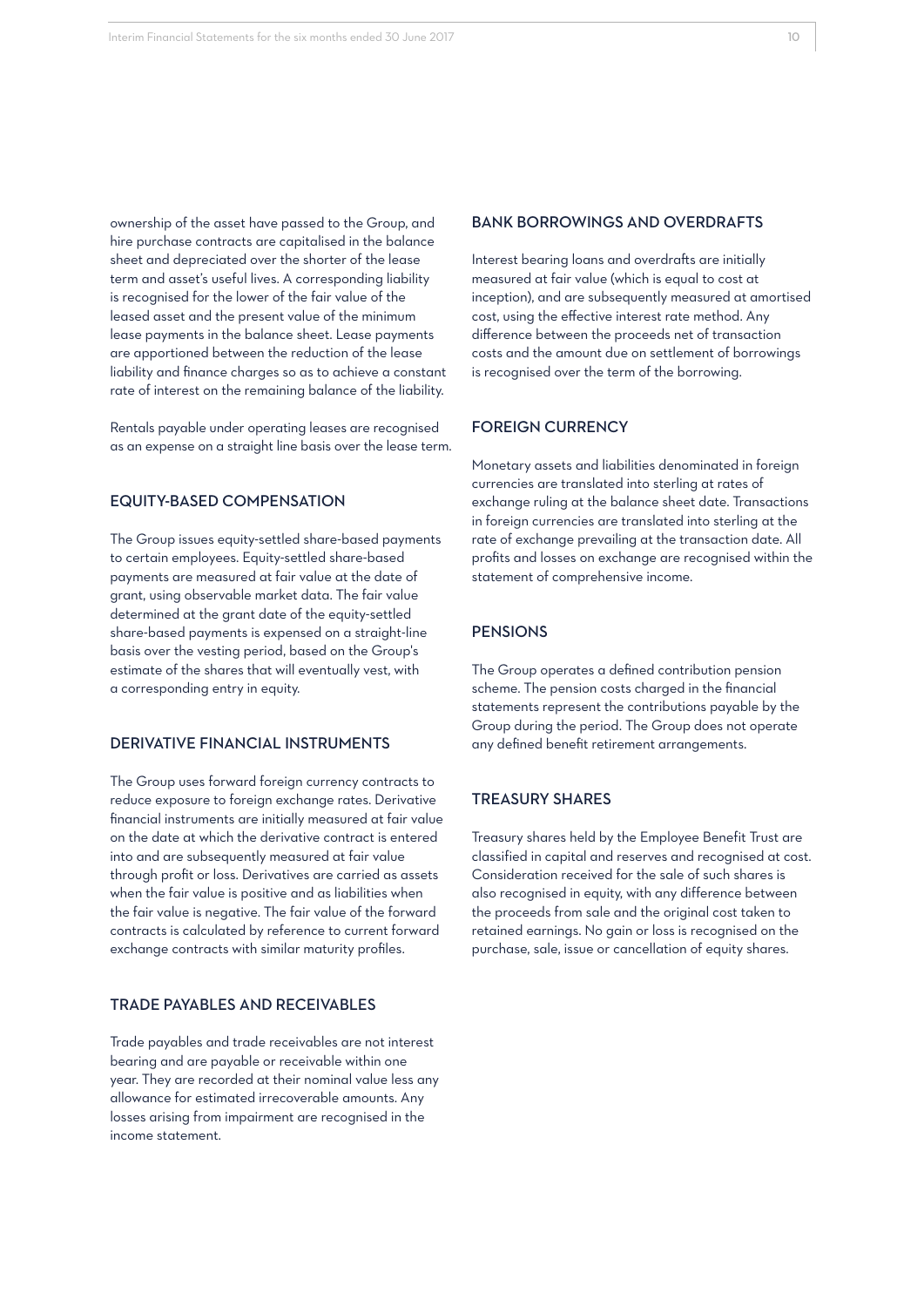ownership of the asset have passed to the Group, and hire purchase contracts are capitalised in the balance sheet and depreciated over the shorter of the lease term and asset's useful lives. A corresponding liability is recognised for the lower of the fair value of the leased asset and the present value of the minimum lease payments in the balance sheet. Lease payments are apportioned between the reduction of the lease liability and finance charges so as to achieve a constant rate of interest on the remaining balance of the liability.

Rentals payable under operating leases are recognised as an expense on a straight line basis over the lease term.

## EQUITY-BASED COMPENSATION

The Group issues equity-settled share-based payments to certain employees. Equity-settled share-based payments are measured at fair value at the date of grant, using observable market data. The fair value determined at the grant date of the equity-settled share-based payments is expensed on a straight-line basis over the vesting period, based on the Group's estimate of the shares that will eventually vest, with a corresponding entry in equity.

## DERIVATIVE FINANCIAL INSTRUMENTS

The Group uses forward foreign currency contracts to reduce exposure to foreign exchange rates. Derivative financial instruments are initially measured at fair value on the date at which the derivative contract is entered into and are subsequently measured at fair value through profit or loss. Derivatives are carried as assets when the fair value is positive and as liabilities when the fair value is negative. The fair value of the forward contracts is calculated by reference to current forward exchange contracts with similar maturity profiles.

## TRADE PAYABLES AND RECEIVABLES

Trade payables and trade receivables are not interest bearing and are payable or receivable within one year. They are recorded at their nominal value less any allowance for estimated irrecoverable amounts. Any losses arising from impairment are recognised in the income statement.

## BANK BORROWINGS AND OVERDRAFTS

Interest bearing loans and overdrafts are initially measured at fair value (which is equal to cost at inception), and are subsequently measured at amortised cost, using the effective interest rate method. Any difference between the proceeds net of transaction costs and the amount due on settlement of borrowings is recognised over the term of the borrowing.

## FOREIGN CURRENCY

Monetary assets and liabilities denominated in foreign currencies are translated into sterling at rates of exchange ruling at the balance sheet date. Transactions in foreign currencies are translated into sterling at the rate of exchange prevailing at the transaction date. All profits and losses on exchange are recognised within the statement of comprehensive income.

## PENSIONS

The Group operates a defined contribution pension scheme. The pension costs charged in the financial statements represent the contributions payable by the Group during the period. The Group does not operate any defined benefit retirement arrangements.

## TREASURY SHARES

Treasury shares held by the Employee Benefit Trust are classified in capital and reserves and recognised at cost. Consideration received for the sale of such shares is also recognised in equity, with any difference between the proceeds from sale and the original cost taken to retained earnings. No gain or loss is recognised on the purchase, sale, issue or cancellation of equity shares.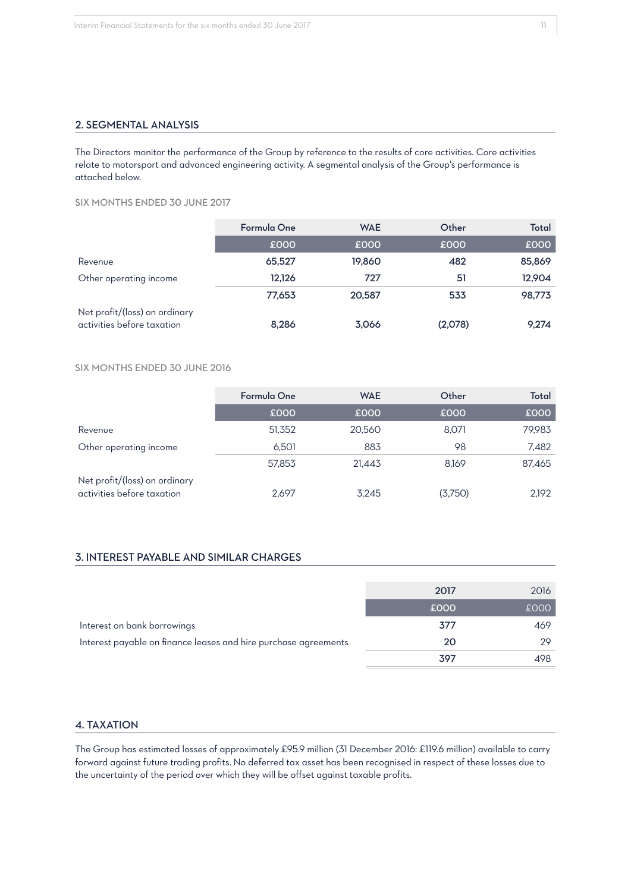## 2. SEGMENTAL ANALYSIS

The Directors monitor the performance of the Group by reference to the results of core activities. Core activities relate to motorsport and advanced engineering activity. A segmental analysis of the Group's performance is attached below.

SIX MONTHS ENDED 30 JUNE 2017

| | Formula One | WAE | Other | Total |
|---|---|---|---|---|
| | £000 | £000 | £000 | £000 |
| Revenue | **65,527** | **19,860** | **482** | **85,869** |
| Other operating income | **12,126** | **727** | **51** | **12,904** |
| | **77,653** | **20,587** | **533** | **98,773** |
| Net profit/(loss) on ordinary activities before taxation | **8,286** | **3,066** | **(2,078)** | **9,274** |

SIX MONTHS ENDED 30 JUNE 2016

| | Formula One | WAE | Other | Total |
|---|---|---|---|---|
| | £000 | £000 | £000 | £000 |
| Revenue | 51,352 | 20,560 | 8,071 | 79,983 |
| Other operating income | 6,501 | 883 | 98 | 7,482 |
| | 57,853 | 21,443 | 8,169 | 87,465 |
| Net profit/(loss) on ordinary activities before taxation | 2,697 | 3,245 | (3,750) | 2,192 |

## 3. INTEREST PAYABLE AND SIMILAR CHARGES

| | 2017 | 2016 |
|---|---|---|
| | £000 | £000 |
| Interest on bank borrowings | **377** | 469 |
| Interest payable on finance leases and hire purchase agreements | **20** | 29 |
| | **397** | 498 |

## 4. TAXATION

The Group has estimated losses of approximately £95.9 million (31 December 2016: £119.6 million) available to carry forward against future trading profits. No deferred tax asset has been recognised in respect of these losses due to the uncertainty of the period over which they will be offset against taxable profits.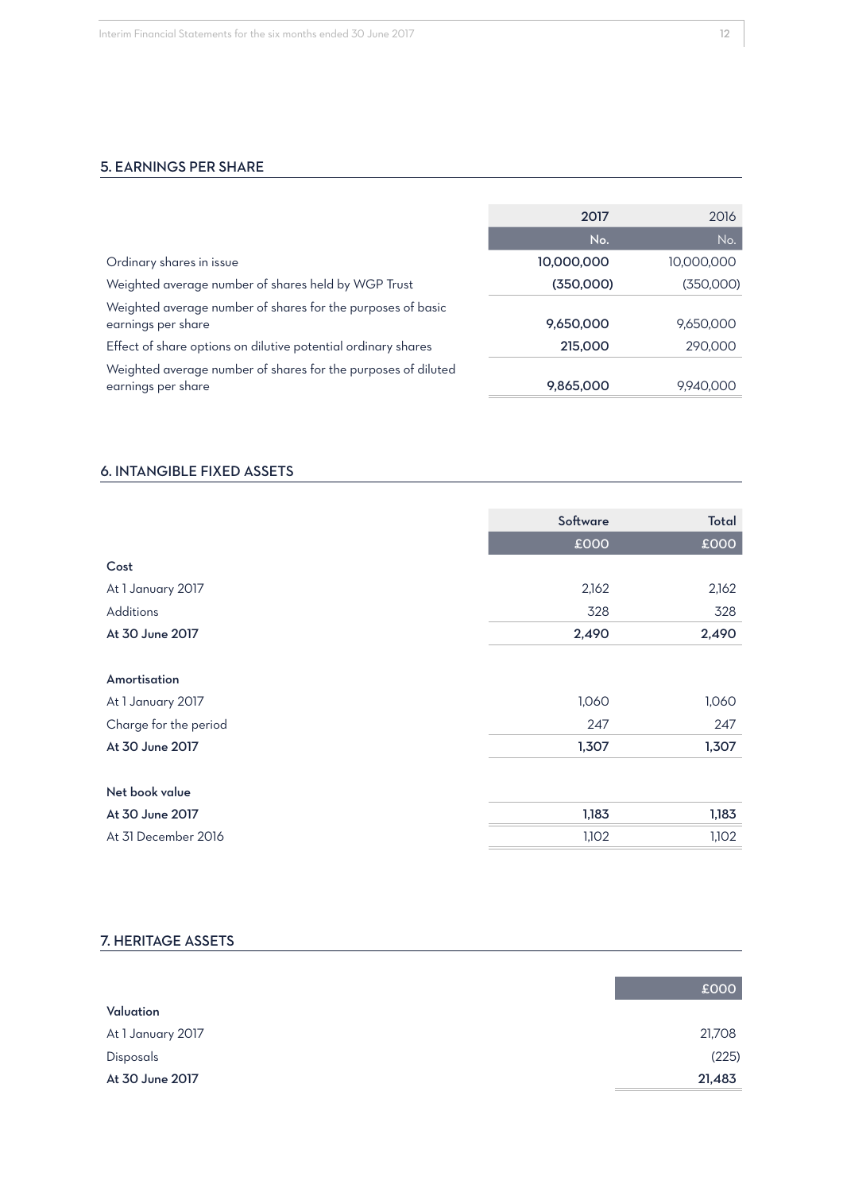## 5. EARNINGS PER SHARE

| | 2017 | 2016 |
|---|---|---|
| | No. | No. |
| Ordinary shares in issue | **10,000,000** | 10,000,000 |
| Weighted average number of shares held by WGP Trust | **(350,000)** | (350,000) |
| Weighted average number of shares for the purposes of basic earnings per share | **9,650,000** | 9,650,000 |
| Effect of share options on dilutive potential ordinary shares | **215,000** | 290,000 |
| Weighted average number of shares for the purposes of diluted earnings per share | **9,865,000** | 9,940,000 |

## 6. INTANGIBLE FIXED ASSETS

| | Software | Total |
|---|---|---|
| | £000 | £000 |
| **Cost** | | |
| At 1 January 2017 | 2,162 | 2,162 |
| Additions | 328 | 328 |
| **At 30 June 2017** | **2,490** | **2,490** |
| | | |
| **Amortisation** | | |
| At 1 January 2017 | 1,060 | 1,060 |
| Charge for the period | 247 | 247 |
| **At 30 June 2017** | **1,307** | **1,307** |
| | | |
| **Net book value** | | |
| **At 30 June 2017** | **1,183** | **1,183** |
| At 31 December 2016 | 1,102 | 1,102 |

## 7. HERITAGE ASSETS

| | £000 |
|---|---|
| **Valuation** | |
| At 1 January 2017 | 21,708 |
| Disposals | (225) |
| **At 30 June 2017** | **21,483** |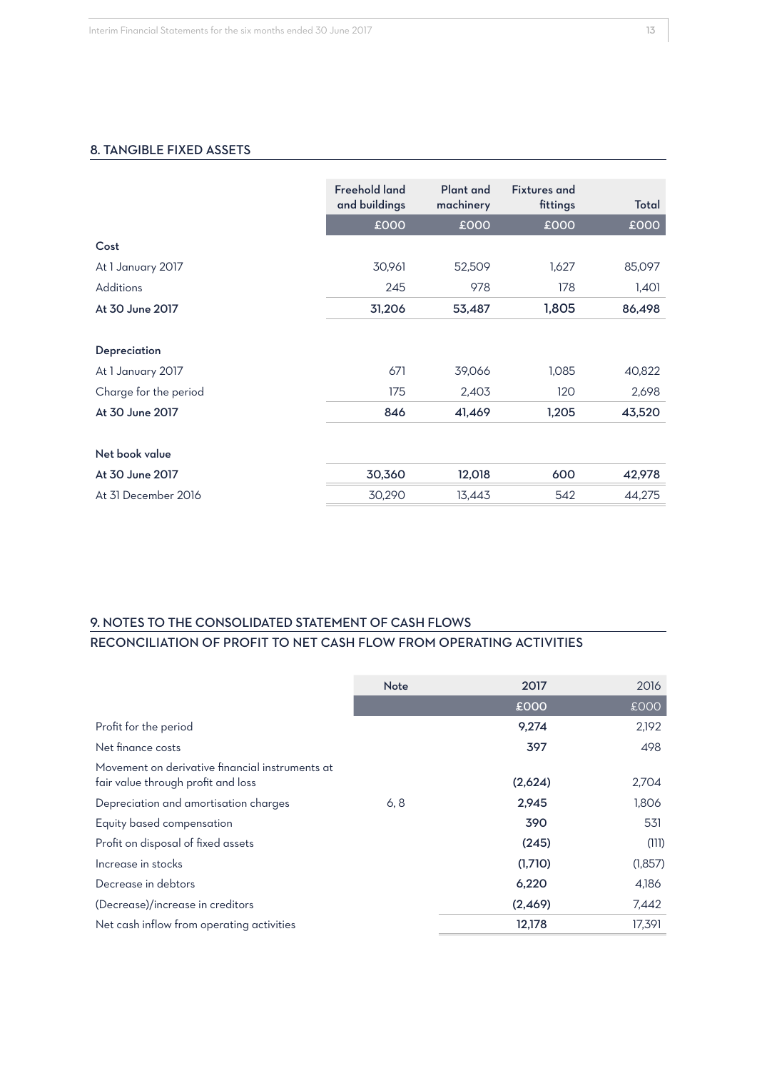## 8. TANGIBLE FIXED ASSETS

| | Freehold land and buildings | Plant and machinery | Fixtures and fittings | Total |
|---|---|---|---|---|
| | £000 | £000 | £000 | £000 |
| **Cost** | | | | |
| At 1 January 2017 | 30,961 | 52,509 | 1,627 | 85,097 |
| Additions | 245 | 978 | 178 | 1,401 |
| **At 30 June 2017** | **31,206** | **53,487** | **1,805** | **86,498** |
| | | | | |
| **Depreciation** | | | | |
| At 1 January 2017 | 671 | 39,066 | 1,085 | 40,822 |
| Charge for the period | 175 | 2,403 | 120 | 2,698 |
| **At 30 June 2017** | **846** | **41,469** | **1,205** | **43,520** |
| | | | | |
| **Net book value** | | | | |
| **At 30 June 2017** | **30,360** | **12,018** | **600** | **42,978** |
| At 31 December 2016 | 30,290 | 13,443 | 542 | 44,275 |

## 9. NOTES TO THE CONSOLIDATED STATEMENT OF CASH FLOWS
## RECONCILIATION OF PROFIT TO NET CASH FLOW FROM OPERATING ACTIVITIES

| | Note | 2017 | 2016 |
|---|---|---|---|
| | | £000 | £000 |
| Profit for the period | | **9,274** | 2,192 |
| Net finance costs | | **397** | 498 |
| Movement on derivative financial instruments at fair value through profit and loss | | **(2,624)** | 2,704 |
| Depreciation and amortisation charges | 6, 8 | **2,945** | 1,806 |
| Equity based compensation | | **390** | 531 |
| Profit on disposal of fixed assets | | **(245)** | (111) |
| Increase in stocks | | **(1,710)** | (1,857) |
| Decrease in debtors | | **6,220** | 4,186 |
| (Decrease)/increase in creditors | | **(2,469)** | 7,442 |
| Net cash inflow from operating activities | | **12,178** | 17,391 |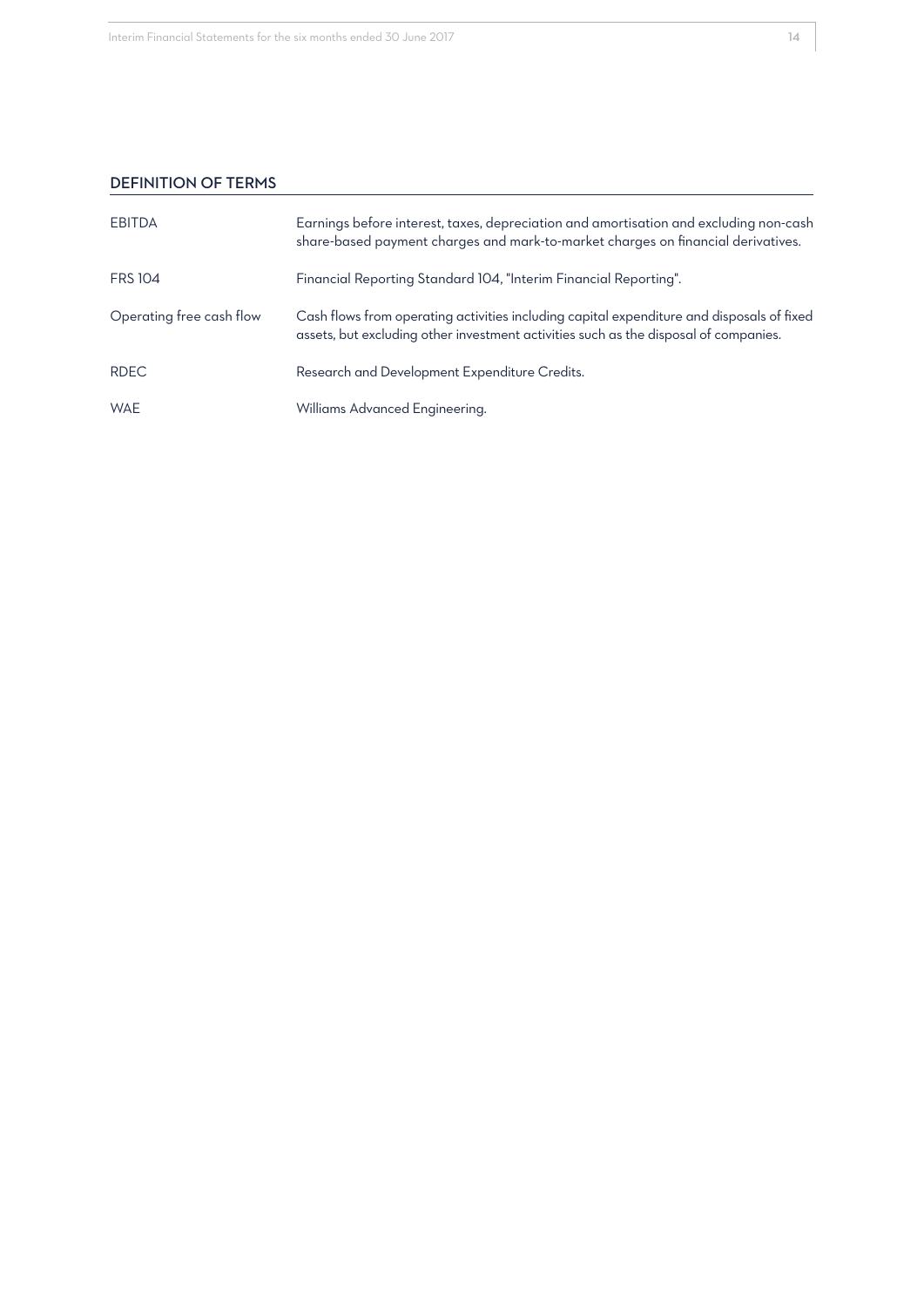## DEFINITION OF TERMS

| | |
|---|---|
| EBITDA | Earnings before interest, taxes, depreciation and amortisation and excluding non-cash share-based payment charges and mark-to-market charges on financial derivatives. |
| FRS 104 | Financial Reporting Standard 104, "Interim Financial Reporting". |
| Operating free cash flow | Cash flows from operating activities including capital expenditure and disposals of fixed assets, but excluding other investment activities such as the disposal of companies. |
| RDEC | Research and Development Expenditure Credits. |
| WAE | Williams Advanced Engineering. |